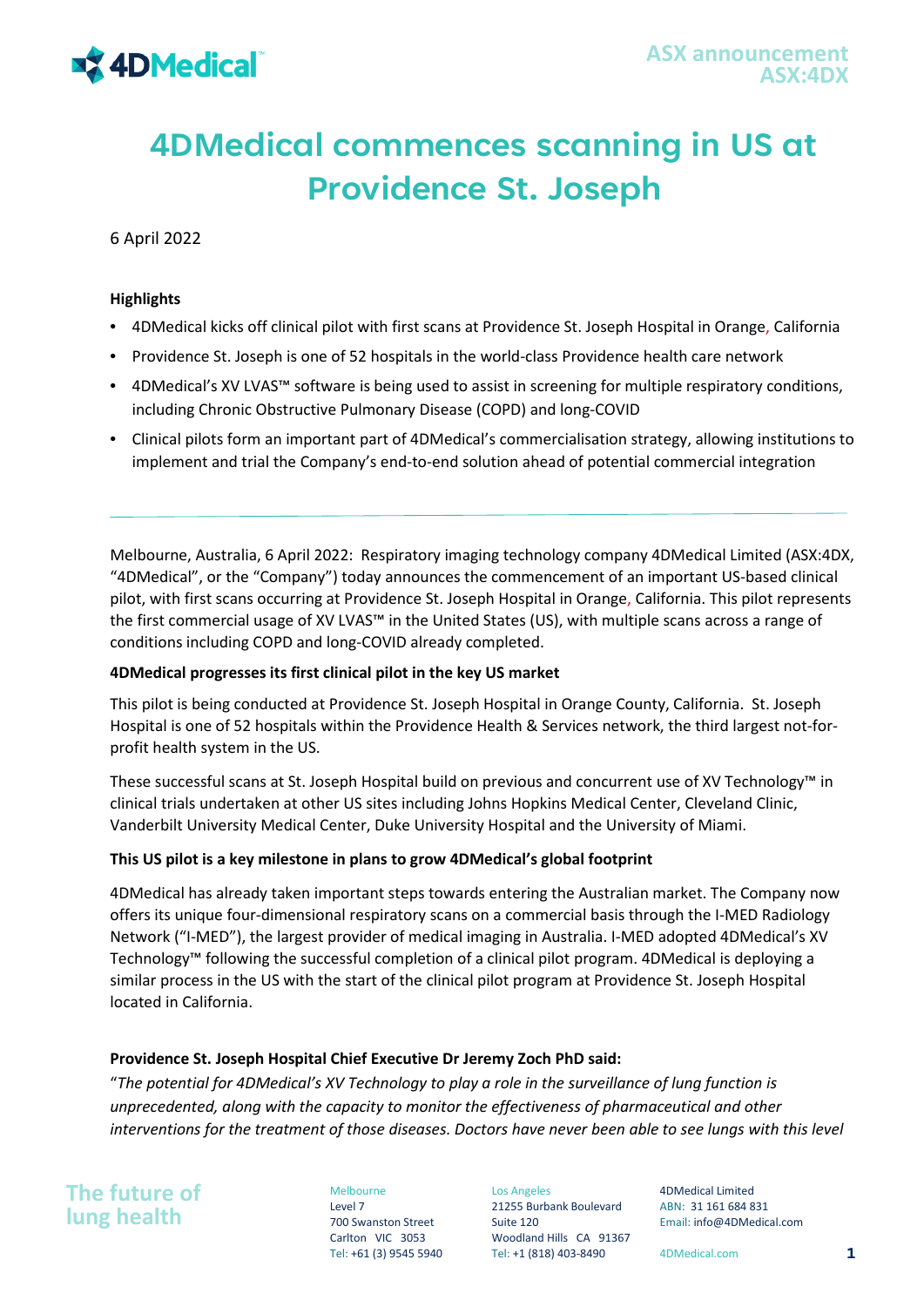ASX announcement
ASX:4DX

# 4DMedical commences scanning in US at Providence St. Joseph

6 April 2022

**Highlights**

- 4DMedical kicks off clinical pilot with first scans at Providence St. Joseph Hospital in Orange, California
- Providence St. Joseph is one of 52 hospitals in the world-class Providence health care network
- 4DMedical's XV LVAS™ software is being used to assist in screening for multiple respiratory conditions, including Chronic Obstructive Pulmonary Disease (COPD) and long-COVID
- Clinical pilots form an important part of 4DMedical's commercialisation strategy, allowing institutions to implement and trial the Company's end-to-end solution ahead of potential commercial integration

---

Melbourne, Australia, 6 April 2022: Respiratory imaging technology company 4DMedical Limited (ASX:4DX, "4DMedical", or the "Company") today announces the commencement of an important US-based clinical pilot, with first scans occurring at Providence St. Joseph Hospital in Orange, California. This pilot represents the first commercial usage of XV LVAS™ in the United States (US), with multiple scans across a range of conditions including COPD and long-COVID already completed.

**4DMedical progresses its first clinical pilot in the key US market**

This pilot is being conducted at Providence St. Joseph Hospital in Orange County, California. St. Joseph Hospital is one of 52 hospitals within the Providence Health & Services network, the third largest not-for-profit health system in the US.

These successful scans at St. Joseph Hospital build on previous and concurrent use of XV Technology™ in clinical trials undertaken at other US sites including Johns Hopkins Medical Center, Cleveland Clinic, Vanderbilt University Medical Center, Duke University Hospital and the University of Miami.

**This US pilot is a key milestone in plans to grow 4DMedical's global footprint**

4DMedical has already taken important steps towards entering the Australian market. The Company now offers its unique four-dimensional respiratory scans on a commercial basis through the I-MED Radiology Network ("I-MED"), the largest provider of medical imaging in Australia. I-MED adopted 4DMedical's XV Technology™ following the successful completion of a clinical pilot program. 4DMedical is deploying a similar process in the US with the start of the clinical pilot program at Providence St. Joseph Hospital located in California.

**Providence St. Joseph Hospital Chief Executive Dr Jeremy Zoch PhD said:**

"*The potential for 4DMedical's XV Technology to play a role in the surveillance of lung function is unprecedented, along with the capacity to monitor the effectiveness of pharmaceutical and other interventions for the treatment of those diseases. Doctors have never been able to see lungs with this level*

The future of lung health

Melbourne
Level 7
700 Swanston Street
Carlton VIC 3053
Tel: +61 (3) 9545 5940

Los Angeles
21255 Burbank Boulevard
Suite 120
Woodland Hills CA 91367
Tel: +1 (818) 403-8490

4DMedical Limited
ABN: 31 161 684 831
Email: info@4DMedical.com

4DMedical.com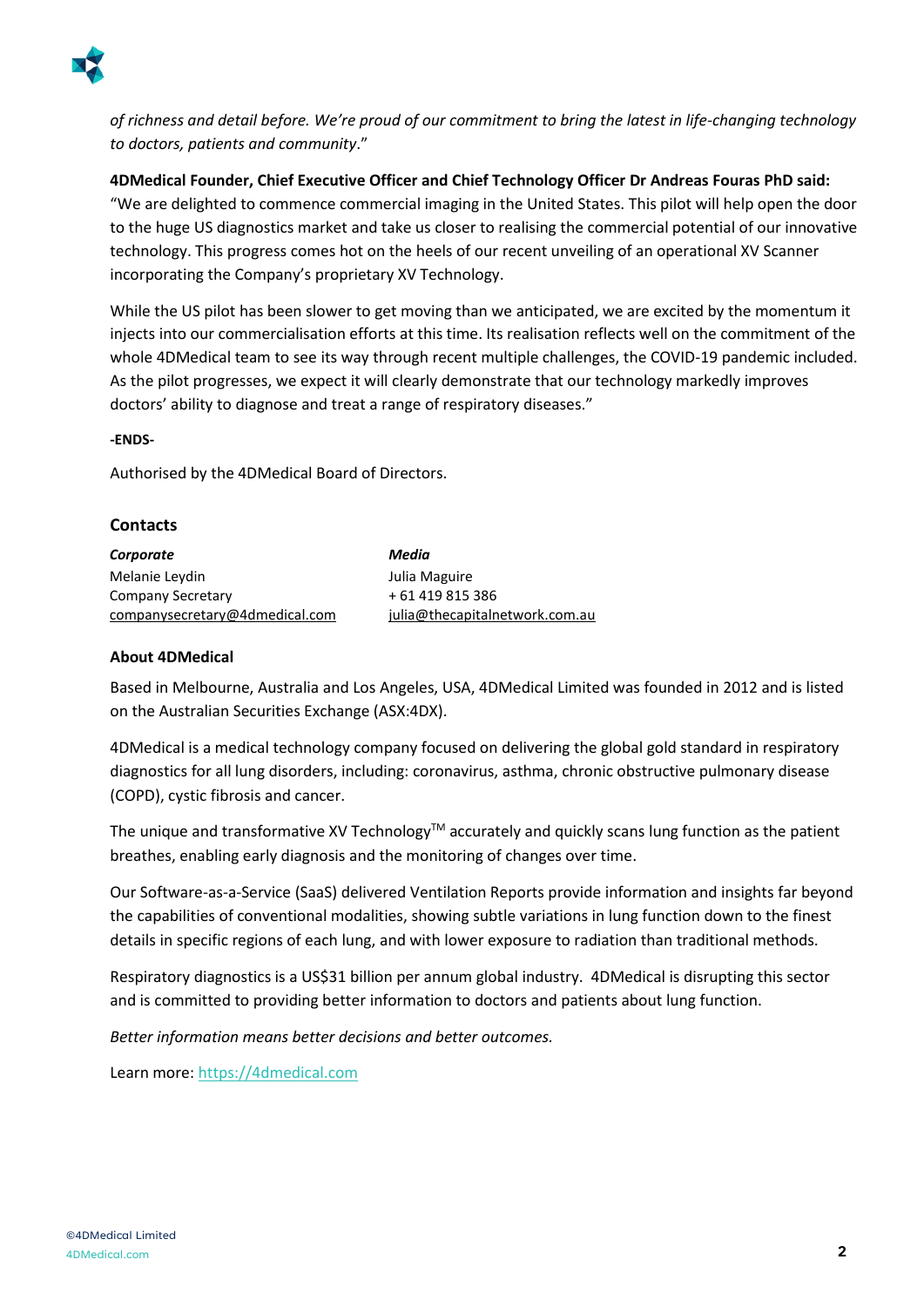*of richness and detail before. We're proud of our commitment to bring the latest in life-changing technology to doctors, patients and community*."

**4DMedical Founder, Chief Executive Officer and Chief Technology Officer Dr Andreas Fouras PhD said:**
"We are delighted to commence commercial imaging in the United States. This pilot will help open the door to the huge US diagnostics market and take us closer to realising the commercial potential of our innovative technology. This progress comes hot on the heels of our recent unveiling of an operational XV Scanner incorporating the Company's proprietary XV Technology.

While the US pilot has been slower to get moving than we anticipated, we are excited by the momentum it injects into our commercialisation efforts at this time. Its realisation reflects well on the commitment of the whole 4DMedical team to see its way through recent multiple challenges, the COVID-19 pandemic included. As the pilot progresses, we expect it will clearly demonstrate that our technology markedly improves doctors' ability to diagnose and treat a range of respiratory diseases."

**-ENDS-**

Authorised by the 4DMedical Board of Directors.

## Contacts

***Corporate***
Melanie Leydin
Company Secretary
companysecretary@4dmedical.com

***Media***
Julia Maguire
+ 61 419 815 386
julia@thecapitalnetwork.com.au

## About 4DMedical

Based in Melbourne, Australia and Los Angeles, USA, 4DMedical Limited was founded in 2012 and is listed on the Australian Securities Exchange (ASX:4DX).

4DMedical is a medical technology company focused on delivering the global gold standard in respiratory diagnostics for all lung disorders, including: coronavirus, asthma, chronic obstructive pulmonary disease (COPD), cystic fibrosis and cancer.

The unique and transformative XV Technology™ accurately and quickly scans lung function as the patient breathes, enabling early diagnosis and the monitoring of changes over time.

Our Software-as-a-Service (SaaS) delivered Ventilation Reports provide information and insights far beyond the capabilities of conventional modalities, showing subtle variations in lung function down to the finest details in specific regions of each lung, and with lower exposure to radiation than traditional methods.

Respiratory diagnostics is a US$31 billion per annum global industry. 4DMedical is disrupting this sector and is committed to providing better information to doctors and patients about lung function.

*Better information means better decisions and better outcomes.*

Learn more: https://4dmedical.com